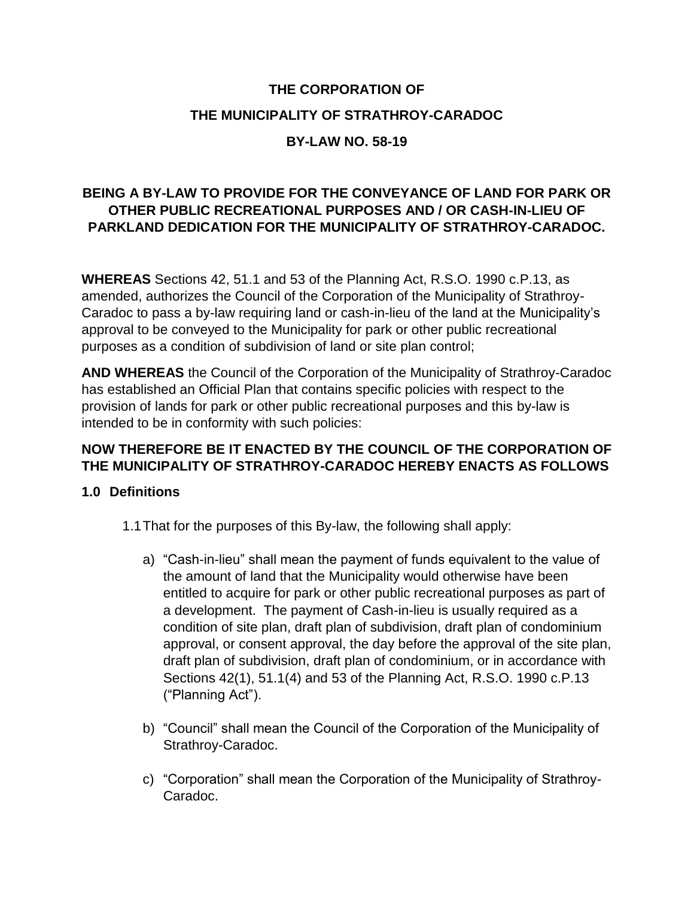**THE CORPORATION OF**

**THE MUNICIPALITY OF STRATHROY-CARADOC**

**BY-LAW NO. 58-19**

**BEING A BY-LAW TO PROVIDE FOR THE CONVEYANCE OF LAND FOR PARK OR OTHER PUBLIC RECREATIONAL PURPOSES AND / OR CASH-IN-LIEU OF PARKLAND DEDICATION FOR THE MUNICIPALITY OF STRATHROY-CARADOC.**

**WHEREAS** Sections 42, 51.1 and 53 of the Planning Act, R.S.O. 1990 c.P.13, as amended, authorizes the Council of the Corporation of the Municipality of Strathroy-Caradoc to pass a by-law requiring land or cash-in-lieu of the land at the Municipality's approval to be conveyed to the Municipality for park or other public recreational purposes as a condition of subdivision of land or site plan control;

**AND WHEREAS** the Council of the Corporation of the Municipality of Strathroy-Caradoc has established an Official Plan that contains specific policies with respect to the provision of lands for park or other public recreational purposes and this by-law is intended to be in conformity with such policies:

**NOW THEREFORE BE IT ENACTED BY THE COUNCIL OF THE CORPORATION OF THE MUNICIPALITY OF STRATHROY-CARADOC HEREBY ENACTS AS FOLLOWS**

**1.0 Definitions**

1.1 That for the purposes of this By-law, the following shall apply:

a) "Cash-in-lieu" shall mean the payment of funds equivalent to the value of the amount of land that the Municipality would otherwise have been entitled to acquire for park or other public recreational purposes as part of a development. The payment of Cash-in-lieu is usually required as a condition of site plan, draft plan of subdivision, draft plan of condominium approval, or consent approval, the day before the approval of the site plan, draft plan of subdivision, draft plan of condominium, or in accordance with Sections 42(1), 51.1(4) and 53 of the Planning Act, R.S.O. 1990 c.P.13 ("Planning Act").

b) "Council" shall mean the Council of the Corporation of the Municipality of Strathroy-Caradoc.

c) "Corporation" shall mean the Corporation of the Municipality of Strathroy-Caradoc.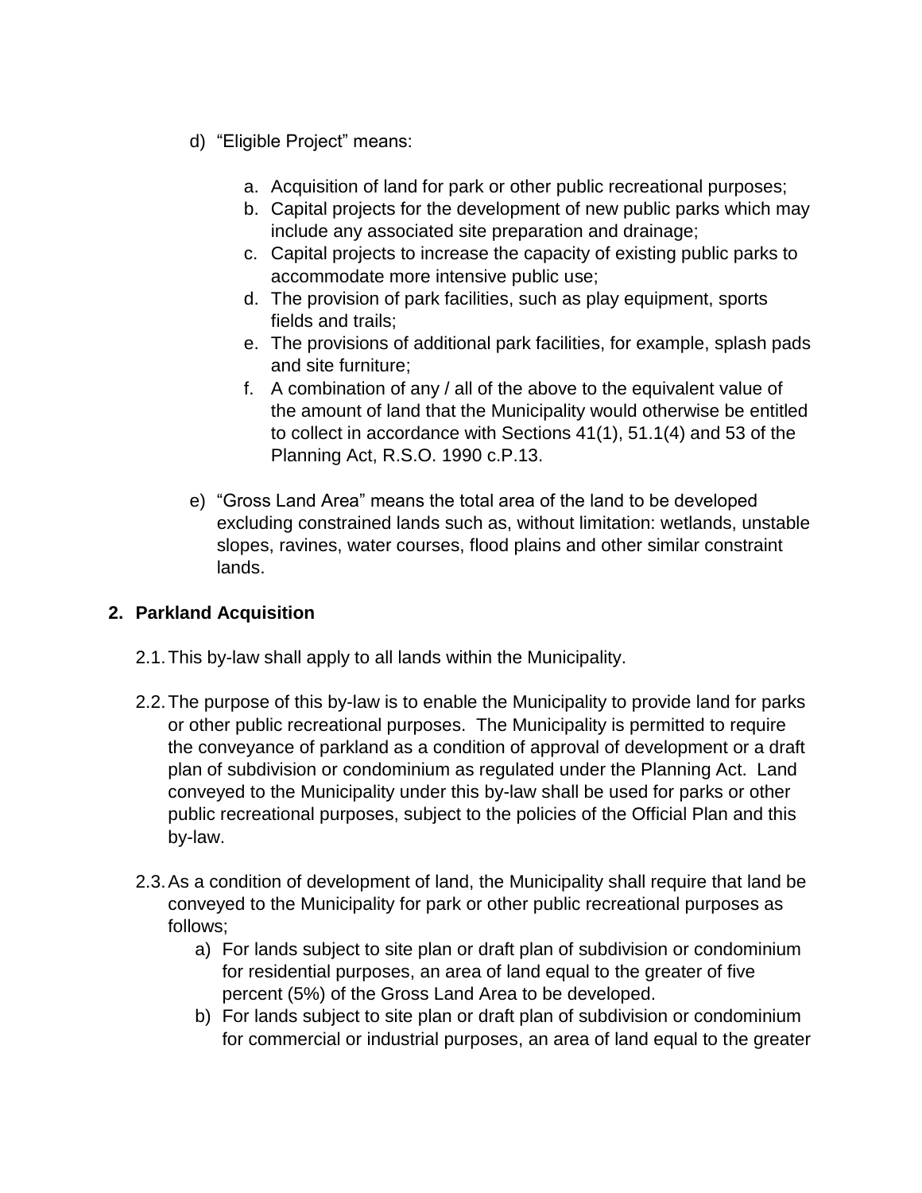d) “Eligible Project” means:

   a. Acquisition of land for park or other public recreational purposes;
   b. Capital projects for the development of new public parks which may include any associated site preparation and drainage;
   c. Capital projects to increase the capacity of existing public parks to accommodate more intensive public use;
   d. The provision of park facilities, such as play equipment, sports fields and trails;
   e. The provisions of additional park facilities, for example, splash pads and site furniture;
   f. A combination of any / all of the above to the equivalent value of the amount of land that the Municipality would otherwise be entitled to collect in accordance with Sections 41(1), 51.1(4) and 53 of the Planning Act, R.S.O. 1990 c.P.13.

e) “Gross Land Area” means the total area of the land to be developed excluding constrained lands such as, without limitation: wetlands, unstable slopes, ravines, water courses, flood plains and other similar constraint lands.

## 2. Parkland Acquisition

2.1. This by-law shall apply to all lands within the Municipality.

2.2. The purpose of this by-law is to enable the Municipality to provide land for parks or other public recreational purposes. The Municipality is permitted to require the conveyance of parkland as a condition of approval of development or a draft plan of subdivision or condominium as regulated under the Planning Act. Land conveyed to the Municipality under this by-law shall be used for parks or other public recreational purposes, subject to the policies of the Official Plan and this by-law.

2.3. As a condition of development of land, the Municipality shall require that land be conveyed to the Municipality for park or other public recreational purposes as follows;

   a) For lands subject to site plan or draft plan of subdivision or condominium for residential purposes, an area of land equal to the greater of five percent (5%) of the Gross Land Area to be developed.
   b) For lands subject to site plan or draft plan of subdivision or condominium for commercial or industrial purposes, an area of land equal to the greater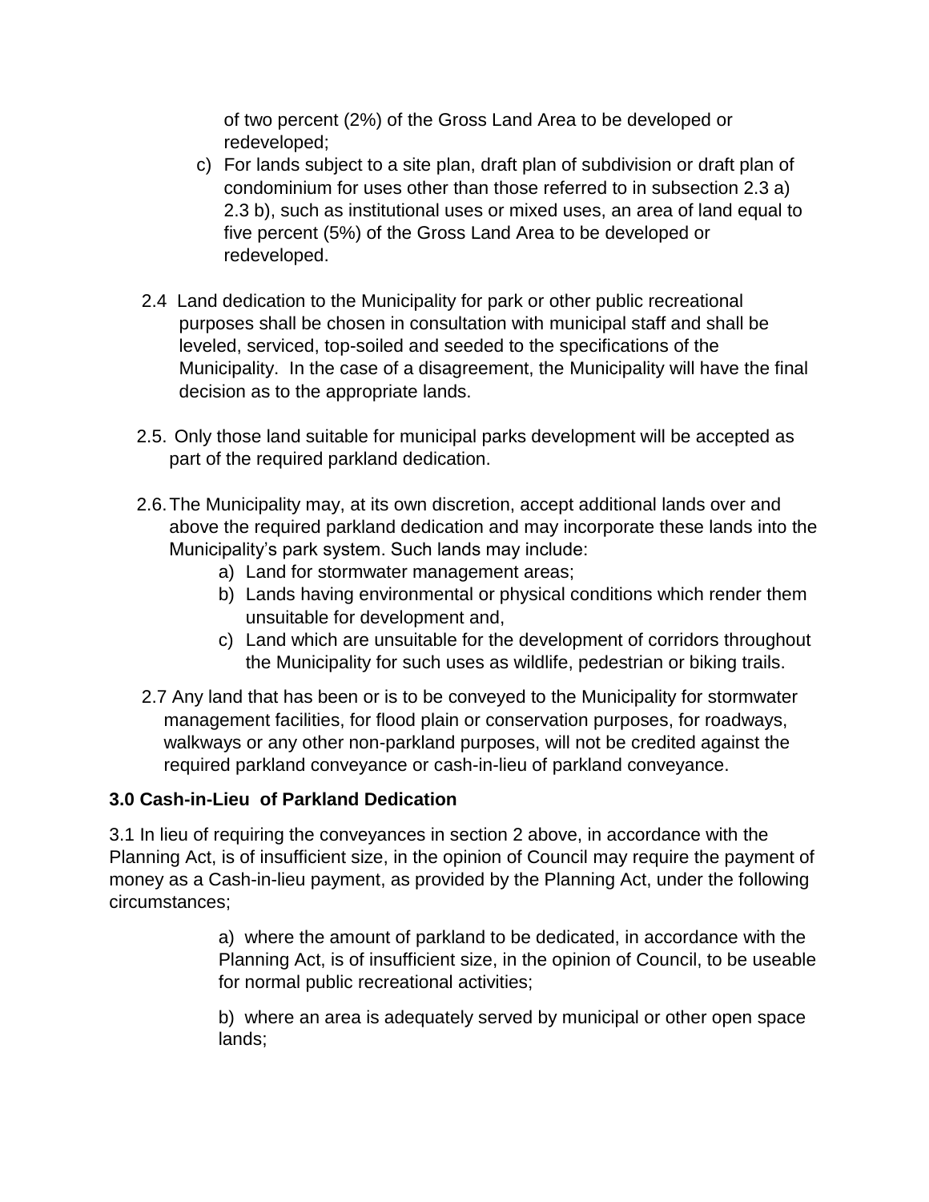of two percent (2%) of the Gross Land Area to be developed or redeveloped;

c) For lands subject to a site plan, draft plan of subdivision or draft plan of condominium for uses other than those referred to in subsection 2.3 a) 2.3 b), such as institutional uses or mixed uses, an area of land equal to five percent (5%) of the Gross Land Area to be developed or redeveloped.

2.4 Land dedication to the Municipality for park or other public recreational purposes shall be chosen in consultation with municipal staff and shall be leveled, serviced, top-soiled and seeded to the specifications of the Municipality. In the case of a disagreement, the Municipality will have the final decision as to the appropriate lands.

2.5. Only those land suitable for municipal parks development will be accepted as part of the required parkland dedication.

2.6. The Municipality may, at its own discretion, accept additional lands over and above the required parkland dedication and may incorporate these lands into the Municipality's park system. Such lands may include:

a) Land for stormwater management areas;
b) Lands having environmental or physical conditions which render them unsuitable for development and,
c) Land which are unsuitable for the development of corridors throughout the Municipality for such uses as wildlife, pedestrian or biking trails.

2.7 Any land that has been or is to be conveyed to the Municipality for stormwater management facilities, for flood plain or conservation purposes, for roadways, walkways or any other non-parkland purposes, will not be credited against the required parkland conveyance or cash-in-lieu of parkland conveyance.

**3.0 Cash-in-Lieu of Parkland Dedication**

3.1 In lieu of requiring the conveyances in section 2 above, in accordance with the Planning Act, is of insufficient size, in the opinion of Council may require the payment of money as a Cash-in-lieu payment, as provided by the Planning Act, under the following circumstances;

a) where the amount of parkland to be dedicated, in accordance with the Planning Act, is of insufficient size, in the opinion of Council, to be useable for normal public recreational activities;

b) where an area is adequately served by municipal or other open space lands;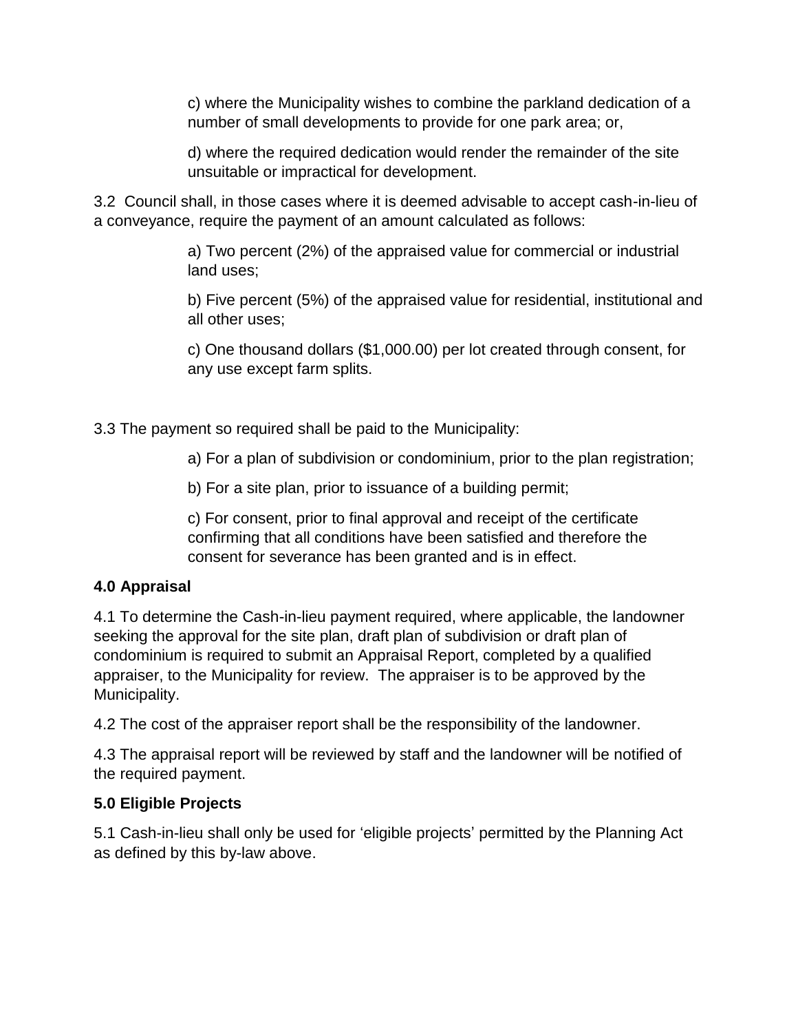c) where the Municipality wishes to combine the parkland dedication of a number of small developments to provide for one park area; or,

d) where the required dedication would render the remainder of the site unsuitable or impractical for development.

3.2 Council shall, in those cases where it is deemed advisable to accept cash-in-lieu of a conveyance, require the payment of an amount calculated as follows:

a) Two percent (2%) of the appraised value for commercial or industrial land uses;

b) Five percent (5%) of the appraised value for residential, institutional and all other uses;

c) One thousand dollars ($1,000.00) per lot created through consent, for any use except farm splits.

3.3 The payment so required shall be paid to the Municipality:

a) For a plan of subdivision or condominium, prior to the plan registration;

b) For a site plan, prior to issuance of a building permit;

c) For consent, prior to final approval and receipt of the certificate confirming that all conditions have been satisfied and therefore the consent for severance has been granted and is in effect.

**4.0 Appraisal**

4.1 To determine the Cash-in-lieu payment required, where applicable, the landowner seeking the approval for the site plan, draft plan of subdivision or draft plan of condominium is required to submit an Appraisal Report, completed by a qualified appraiser, to the Municipality for review. The appraiser is to be approved by the Municipality.

4.2 The cost of the appraiser report shall be the responsibility of the landowner.

4.3 The appraisal report will be reviewed by staff and the landowner will be notified of the required payment.

**5.0 Eligible Projects**

5.1 Cash-in-lieu shall only be used for 'eligible projects' permitted by the Planning Act as defined by this by-law above.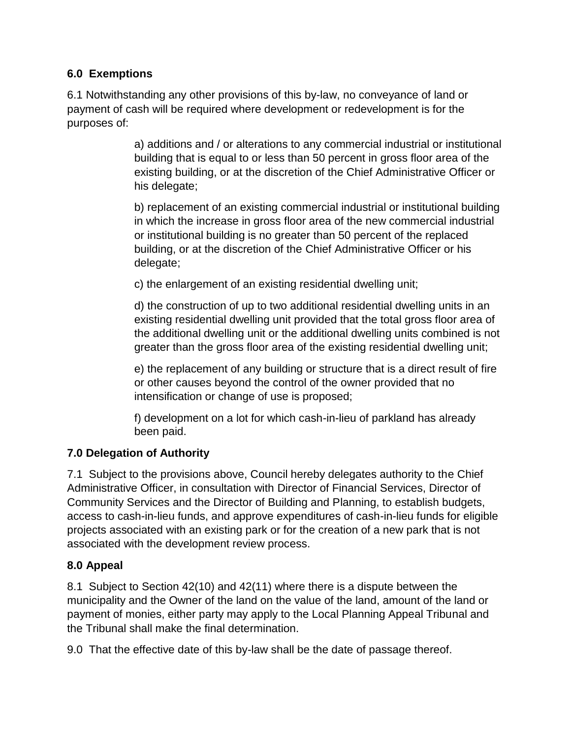### 6.0 Exemptions

6.1 Notwithstanding any other provisions of this by-law, no conveyance of land or payment of cash will be required where development or redevelopment is for the purposes of:

a) additions and / or alterations to any commercial industrial or institutional building that is equal to or less than 50 percent in gross floor area of the existing building, or at the discretion of the Chief Administrative Officer or his delegate;

b) replacement of an existing commercial industrial or institutional building in which the increase in gross floor area of the new commercial industrial or institutional building is no greater than 50 percent of the replaced building, or at the discretion of the Chief Administrative Officer or his delegate;

c) the enlargement of an existing residential dwelling unit;

d) the construction of up to two additional residential dwelling units in an existing residential dwelling unit provided that the total gross floor area of the additional dwelling unit or the additional dwelling units combined is not greater than the gross floor area of the existing residential dwelling unit;

e) the replacement of any building or structure that is a direct result of fire or other causes beyond the control of the owner provided that no intensification or change of use is proposed;

f) development on a lot for which cash-in-lieu of parkland has already been paid.

### 7.0 Delegation of Authority

7.1 Subject to the provisions above, Council hereby delegates authority to the Chief Administrative Officer, in consultation with Director of Financial Services, Director of Community Services and the Director of Building and Planning, to establish budgets, access to cash-in-lieu funds, and approve expenditures of cash-in-lieu funds for eligible projects associated with an existing park or for the creation of a new park that is not associated with the development review process.

### 8.0 Appeal

8.1 Subject to Section 42(10) and 42(11) where there is a dispute between the municipality and the Owner of the land on the value of the land, amount of the land or payment of monies, either party may apply to the Local Planning Appeal Tribunal and the Tribunal shall make the final determination.

9.0 That the effective date of this by-law shall be the date of passage thereof.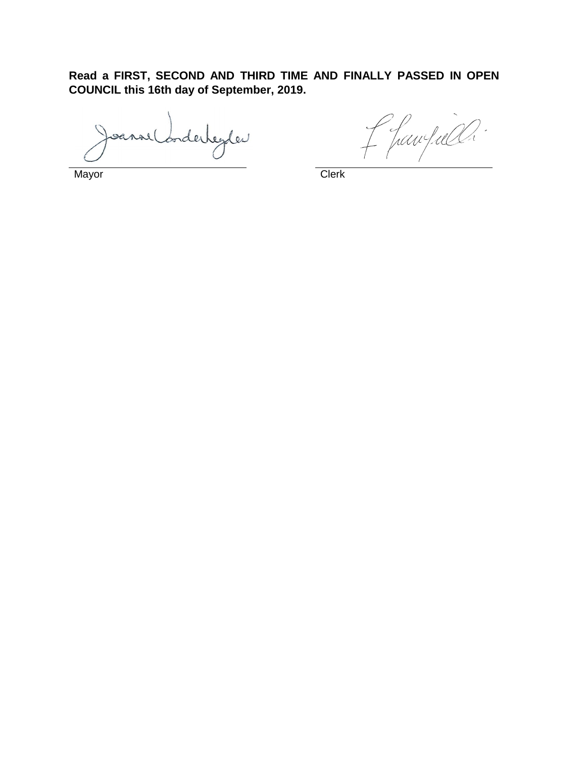**Read a FIRST, SECOND AND THIRD TIME AND FINALLY PASSED IN OPEN COUNCIL this 16th day of September, 2019.**

Mayor

Clerk